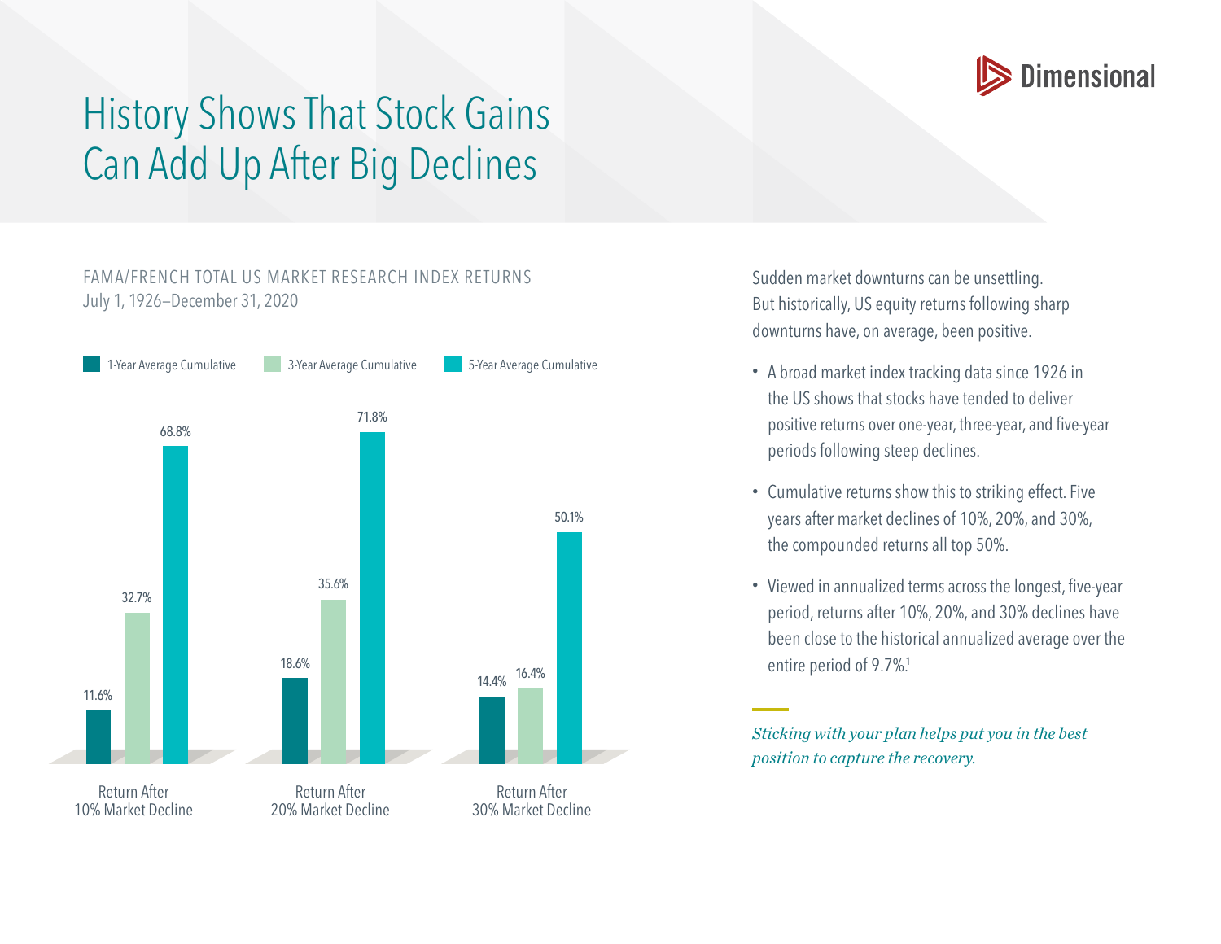Dimensional

# History Shows That Stock Gains Can Add Up After Big Declines

## FAMA/FRENCH TOTAL US MARKET RESEARCH INDEX RETURNS

July 1, 1926–December 31, 2020

| | 1-Year Average Cumulative | 3-Year Average Cumulative | 5-Year Average Cumulative |
|---|---|---|---|
| Return After 10% Market Decline | 11.6% | 32.7% | 68.8% |
| Return After 20% Market Decline | 18.6% | 35.6% | 71.8% |
| Return After 30% Market Decline | 14.4% | 16.4% | 50.1% |

Sudden market downturns can be unsettling. But historically, US equity returns following sharp downturns have, on average, been positive.

- A broad market index tracking data since 1926 in the US shows that stocks have tended to deliver positive returns over one-year, three-year, and five-year periods following steep declines.
- Cumulative returns show this to striking effect. Five years after market declines of 10%, 20%, and 30%, the compounded returns all top 50%.
- Viewed in annualized terms across the longest, five-year period, returns after 10%, 20%, and 30% declines have been close to the historical annualized average over the entire period of 9.7%.[1]

*Sticking with your plan helps put you in the best position to capture the recovery.*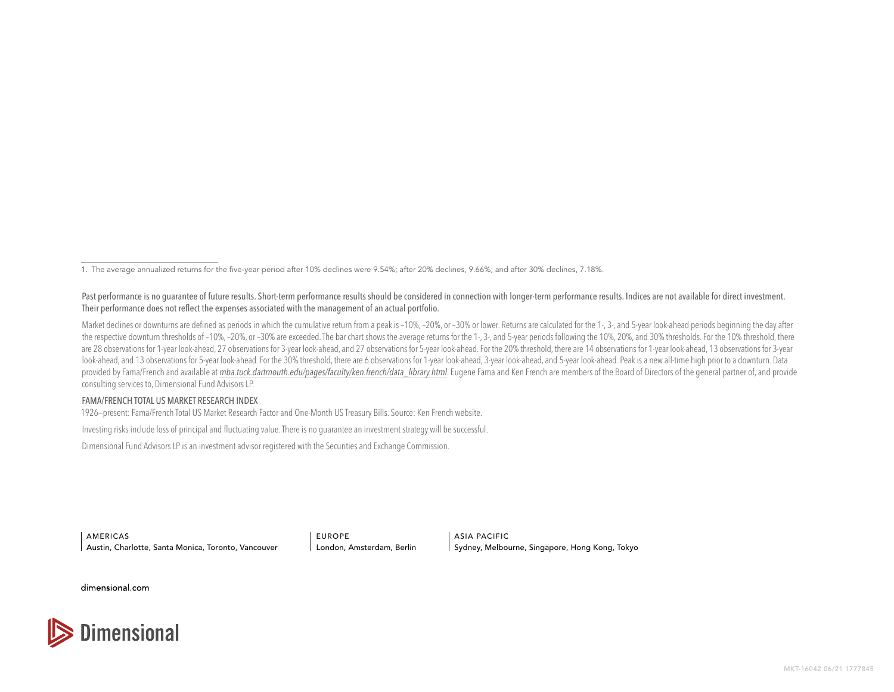1. The average annualized returns for the five-year period after 10% declines were 9.54%; after 20% declines, 9.66%; and after 30% declines, 7.18%.

**Past performance is no guarantee of future results. Short-term performance results should be considered in connection with longer-term performance results. Indices are not available for direct investment. Their performance does not reflect the expenses associated with the management of an actual portfolio.**

Market declines or downturns are defined as periods in which the cumulative return from a peak is –10%, –20%, or –30% or lower. Returns are calculated for the 1-, 3-, and 5-year look-ahead periods beginning the day after the respective downturn thresholds of –10%, –20%, or –30% are exceeded. The bar chart shows the average returns for the 1-, 3-, and 5-year periods following the 10%, 20%, and 30% thresholds. For the 10% threshold, there are 28 observations for 1-year look-ahead, 27 observations for 3-year look-ahead, and 27 observations for 5-year look-ahead. For the 20% threshold, there are 14 observations for 1-year look-ahead, 13 observations for 3-year look-ahead, and 13 observations for 5-year look-ahead. For the 30% threshold, there are 6 observations for 1-year look-ahead, 3-year look-ahead, and 5-year look-ahead. Peak is a new all-time high prior to a downturn. Data provided by Fama/French and available at *mba.tuck.dartmouth.edu/pages/faculty/ken.french/data_library.html*. Eugene Fama and Ken French are members of the Board of Directors of the general partner of, and provide consulting services to, Dimensional Fund Advisors LP.

FAMA/FRENCH TOTAL US MARKET RESEARCH INDEX

1926–present: Fama/French Total US Market Research Factor and One-Month US Treasury Bills. Source: Ken French website.

Investing risks include loss of principal and fluctuating value. There is no guarantee an investment strategy will be successful.

Dimensional Fund Advisors LP is an investment advisor registered with the Securities and Exchange Commission.

AMERICAS
Austin, Charlotte, Santa Monica, Toronto, Vancouver

EUROPE
London, Amsterdam, Berlin

ASIA PACIFIC
Sydney, Melbourne, Singapore, Hong Kong, Tokyo

dimensional.com

Dimensional

MKT-16042 06/21 1777845